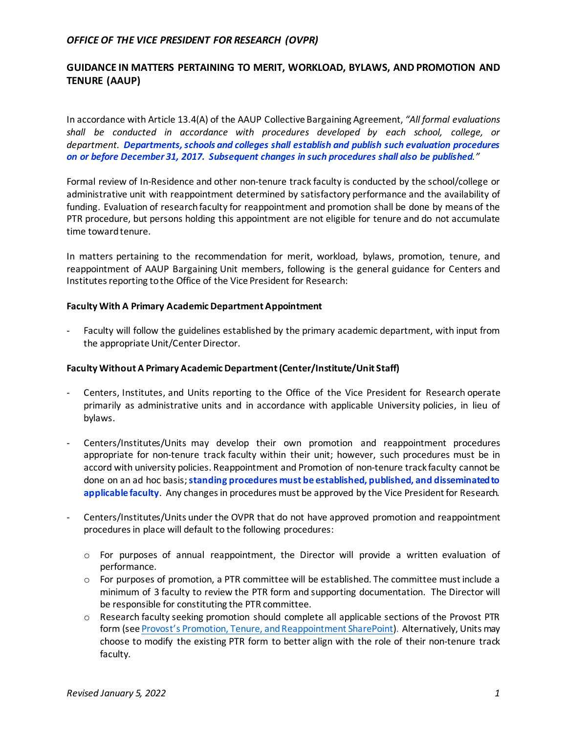*OFFICE OF THE VICE PRESIDENT FOR RESEARCH (OVPR)*

## GUIDANCE IN MATTERS PERTAINING TO MERIT, WORKLOAD, BYLAWS, AND PROMOTION AND TENURE (AAUP)

In accordance with Article 13.4(A) of the AAUP Collective Bargaining Agreement, *"All formal evaluations shall be conducted in accordance with procedures developed by each school, college, or department.* ***Departments, schools and colleges shall establish and publish such evaluation procedures on or before December 31, 2017. Subsequent changes in such procedures shall also be published****."*

Formal review of In-Residence and other non-tenure track faculty is conducted by the school/college or administrative unit with reappointment determined by satisfactory performance and the availability of funding. Evaluation of research faculty for reappointment and promotion shall be done by means of the PTR procedure, but persons holding this appointment are not eligible for tenure and do not accumulate time toward tenure.

In matters pertaining to the recommendation for merit, workload, bylaws, promotion, tenure, and reappointment of AAUP Bargaining Unit members, following is the general guidance for Centers and Institutes reporting to the Office of the Vice President for Research:

### Faculty With A Primary Academic Department Appointment

- Faculty will follow the guidelines established by the primary academic department, with input from the appropriate Unit/Center Director.

### Faculty Without A Primary Academic Department (Center/Institute/Unit Staff)

- Centers, Institutes, and Units reporting to the Office of the Vice President for Research operate primarily as administrative units and in accordance with applicable University policies, in lieu of bylaws.
- Centers/Institutes/Units may develop their own promotion and reappointment procedures appropriate for non-tenure track faculty within their unit; however, such procedures must be in accord with university policies. Reappointment and Promotion of non-tenure track faculty cannot be done on an ad hoc basis; **standing procedures must be established, published, and disseminated to applicable faculty**. Any changes in procedures must be approved by the Vice President for Research.
- Centers/Institutes/Units under the OVPR that do not have approved promotion and reappointment procedures in place will default to the following procedures:
  - For purposes of annual reappointment, the Director will provide a written evaluation of performance.
  - For purposes of promotion, a PTR committee will be established. The committee must include a minimum of 3 faculty to review the PTR form and supporting documentation. The Director will be responsible for constituting the PTR committee.
  - Research faculty seeking promotion should complete all applicable sections of the Provost PTR form (see Provost's Promotion, Tenure, and Reappointment SharePoint). Alternatively, Units may choose to modify the existing PTR form to better align with the role of their non-tenure track faculty.

*Revised January 5, 2022*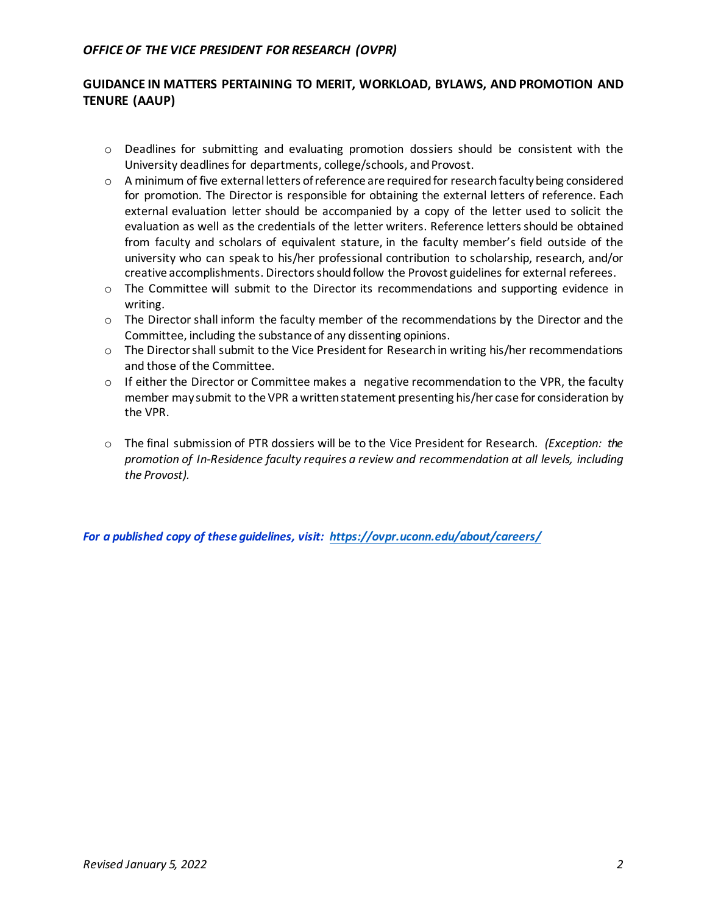- Deadlines for submitting and evaluating promotion dossiers should be consistent with the University deadlines for departments, college/schools, and Provost.
- A minimum of five external letters of reference are required for research faculty being considered for promotion. The Director is responsible for obtaining the external letters of reference. Each external evaluation letter should be accompanied by a copy of the letter used to solicit the evaluation as well as the credentials of the letter writers. Reference letters should be obtained from faculty and scholars of equivalent stature, in the faculty member's field outside of the university who can speak to his/her professional contribution to scholarship, research, and/or creative accomplishments. Directors should follow the Provost guidelines for external referees.
- The Committee will submit to the Director its recommendations and supporting evidence in writing.
- The Director shall inform the faculty member of the recommendations by the Director and the Committee, including the substance of any dissenting opinions.
- The Director shall submit to the Vice President for Research in writing his/her recommendations and those of the Committee.
- If either the Director or Committee makes a negative recommendation to the VPR, the faculty member may submit to the VPR a written statement presenting his/her case for consideration by the VPR.

- The final submission of PTR dossiers will be to the Vice President for Research. *(Exception: the promotion of In-Residence faculty requires a review and recommendation at all levels, including the Provost).*

***For a published copy of these guidelines, visit: [https://ovpr.uconn.edu/about/careers/](https://ovpr.uconn.edu/about/careers/)***

*Revised January 5, 2022*